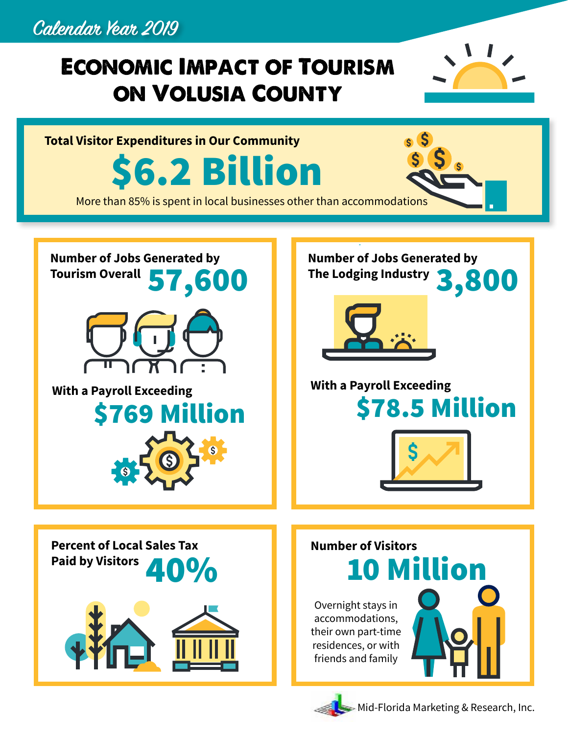*Calendar Year 2019*

# Economic Impact of Tourism on Volusia County

## Total Visitor Expenditures in Our Community

**$6.2 Billion**

More than 85% is spent in local businesses other than accommodations

## Number of Jobs Generated by Tourism Overall

**57,600**

With a Payroll Exceeding

**$769 Million**

## Number of Jobs Generated by The Lodging Industry

**3,800**

With a Payroll Exceeding

**$78.5 Million**

## Percent of Local Sales Tax Paid by Visitors

**40%**

## Number of Visitors

**10 Million**

Overnight stays in accommodations, their own part-time residences, or with friends and family

Mid-Florida Marketing & Research, Inc.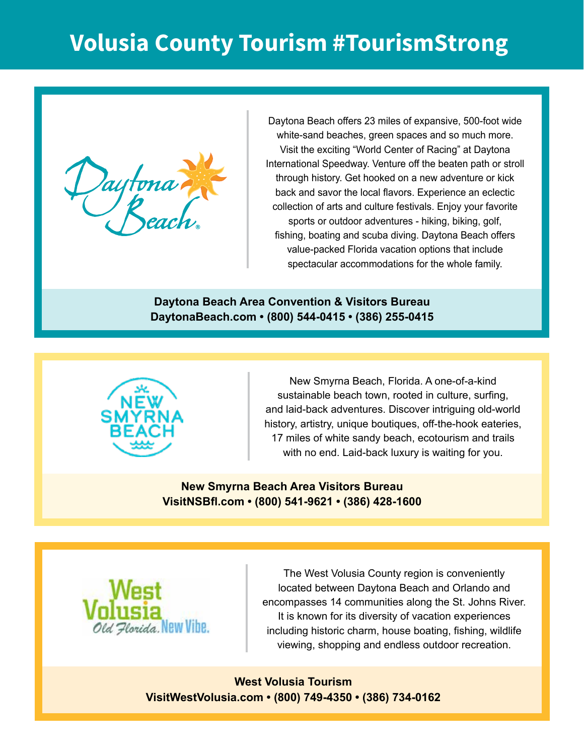# Volusia County Tourism #TourismStrong

Daytona Beach offers 23 miles of expansive, 500-foot wide white-sand beaches, green spaces and so much more. Visit the exciting “World Center of Racing” at Daytona International Speedway. Venture off the beaten path or stroll through history. Get hooked on a new adventure or kick back and savor the local flavors. Experience an eclectic collection of arts and culture festivals. Enjoy your favorite sports or outdoor adventures - hiking, biking, golf, fishing, boating and scuba diving. Daytona Beach offers value-packed Florida vacation options that include spectacular accommodations for the whole family.

**Daytona Beach Area Convention & Visitors Bureau**
**DaytonaBeach.com • (800) 544-0415 • (386) 255-0415**

New Smyrna Beach, Florida. A one-of-a-kind sustainable beach town, rooted in culture, surfing, and laid-back adventures. Discover intriguing old-world history, artistry, unique boutiques, off-the-hook eateries, 17 miles of white sandy beach, ecotourism and trails with no end. Laid-back luxury is waiting for you.

**New Smyrna Beach Area Visitors Bureau**
**VisitNSBfl.com • (800) 541-9621 • (386) 428-1600**

The West Volusia County region is conveniently located between Daytona Beach and Orlando and encompasses 14 communities along the St. Johns River. It is known for its diversity of vacation experiences including historic charm, house boating, fishing, wildlife viewing, shopping and endless outdoor recreation.

**West Volusia Tourism**
**VisitWestVolusia.com • (800) 749-4350 • (386) 734-0162**